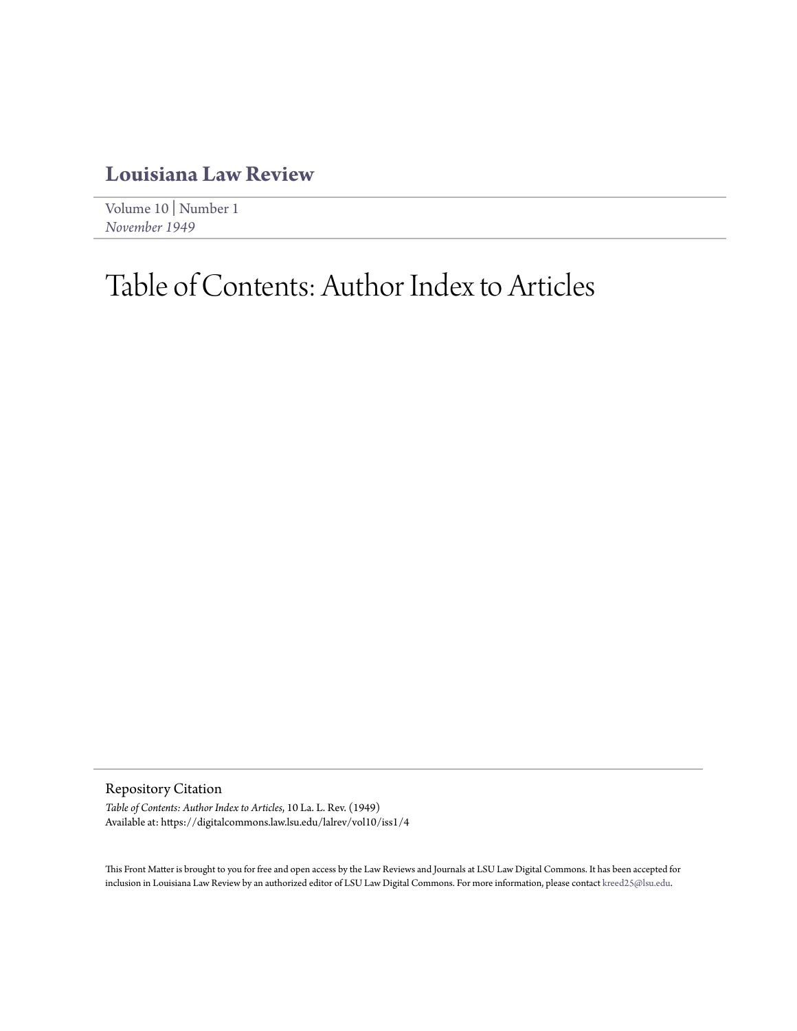# Louisiana Law Review

Volume 10 | Number 1
*November 1949*

# Table of Contents: Author Index to Articles

## Repository Citation

*Table of Contents: Author Index to Articles*, 10 La. L. Rev. (1949)
Available at: https://digitalcommons.law.lsu.edu/lalrev/vol10/iss1/4

This Front Matter is brought to you for free and open access by the Law Reviews and Journals at LSU Law Digital Commons. It has been accepted for inclusion in Louisiana Law Review by an authorized editor of LSU Law Digital Commons. For more information, please contact kreed25@lsu.edu.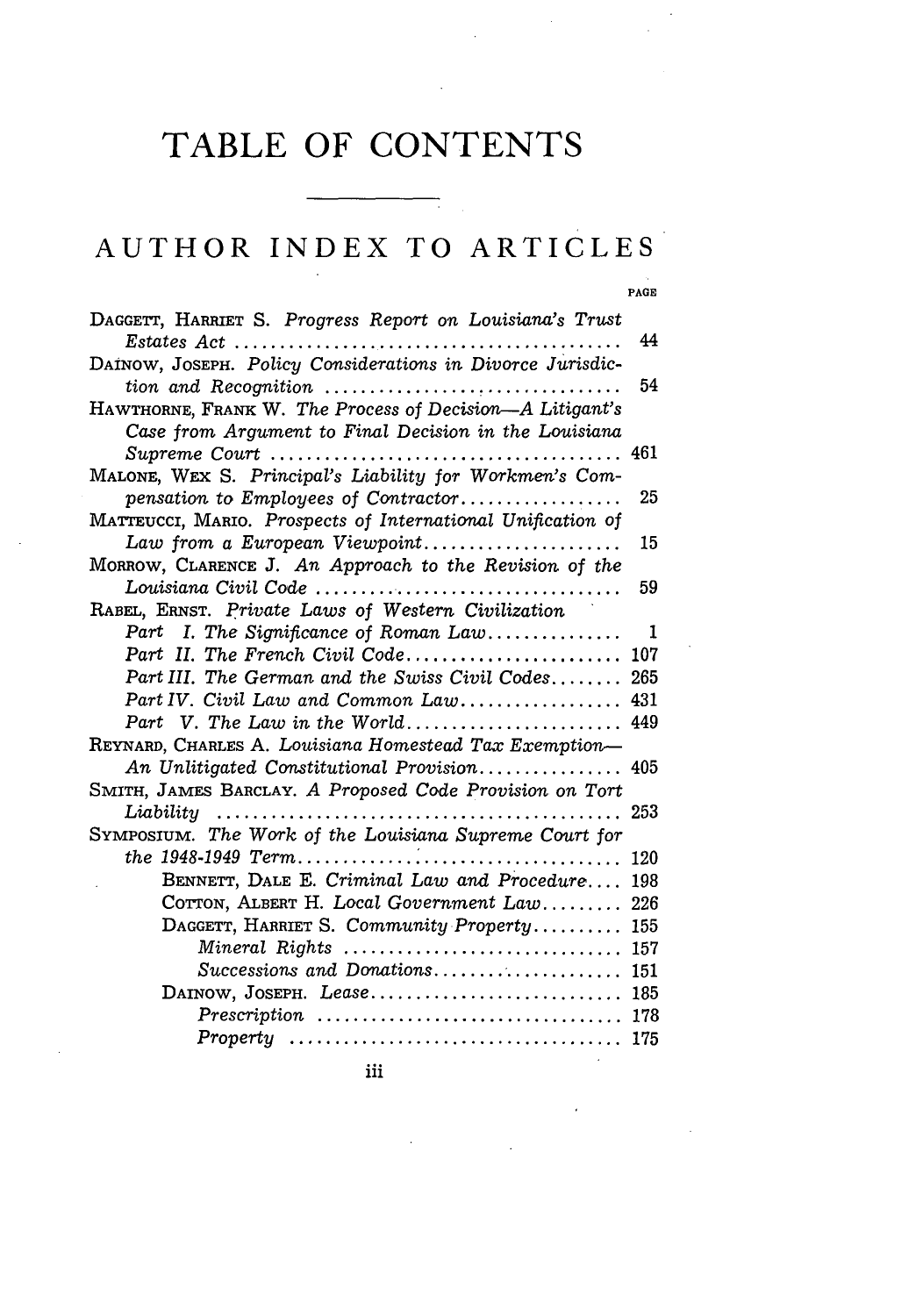# TABLE OF CONTENTS

## AUTHOR INDEX TO ARTICLES

| | PAGE |
|---|---|
| DAGGETT, HARRIET S. *Progress Report on Louisiana's Trust Estates Act* | 44 |
| DAINOW, JOSEPH. *Policy Considerations in Divorce Jurisdiction and Recognition* | 54 |
| HAWTHORNE, FRANK W. *The Process of Decision—A Litigant's Case from Argument to Final Decision in the Louisiana Supreme Court* | 461 |
| MALONE, WEX S. *Principal's Liability for Workmen's Compensation to Employees of Contractor* | 25 |
| MATTEUCCI, MARIO. *Prospects of International Unification of Law from a European Viewpoint* | 15 |
| MORROW, CLARENCE J. *An Approach to the Revision of the Louisiana Civil Code* | 59 |
| RABEL, ERNST. *Private Laws of Western Civilization* | |
| *Part I. The Significance of Roman Law* | 1 |
| *Part II. The French Civil Code* | 107 |
| *Part III. The German and the Swiss Civil Codes* | 265 |
| *Part IV. Civil Law and Common Law* | 431 |
| *Part V. The Law in the World* | 449 |
| REYNARD, CHARLES A. *Louisiana Homestead Tax Exemption—An Unlitigated Constitutional Provision* | 405 |
| SMITH, JAMES BARCLAY. *A Proposed Code Provision on Tort Liability* | 253 |
| SYMPOSIUM. *The Work of the Louisiana Supreme Court for the 1948-1949 Term* | 120 |
| BENNETT, DALE E. *Criminal Law and Procedure* | 198 |
| COTTON, ALBERT H. *Local Government Law* | 226 |
| DAGGETT, HARRIET S. *Community Property* | 155 |
| *Mineral Rights* | 157 |
| *Successions and Donations* | 151 |
| DAINOW, JOSEPH. *Lease* | 185 |
| *Prescription* | 178 |
| *Property* | 175 |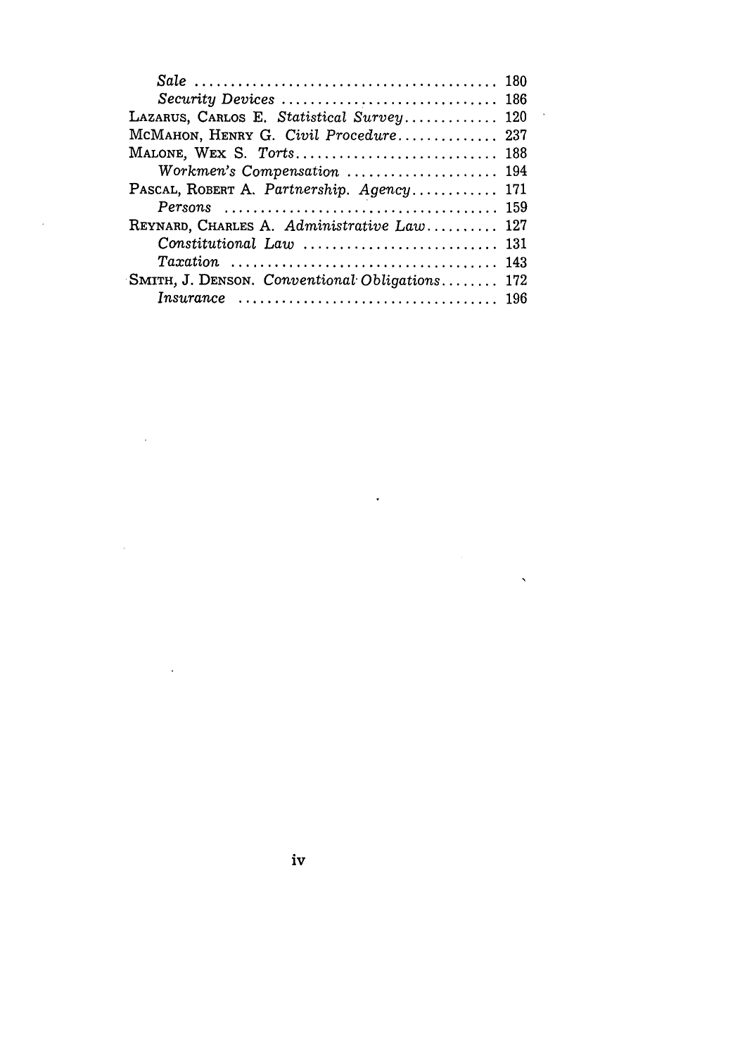*Sale* .......................................... 180

*Security Devices* .............................. 186

LAZARUS, CARLOS E. *Statistical Survey*............. 120

McMAHON, HENRY G. *Civil Procedure*.............. 237

MALONE, WEX S. *Torts*............................ 188

*Workmen's Compensation* ..................... 194

PASCAL, ROBERT A. *Partnership. Agency*............ 171

*Persons* ...................................... 159

REYNARD, CHARLES A. *Administrative Law*.......... 127

*Constitutional Law* ........................... 131

*Taxation* ..................................... 143

SMITH, J. DENSON. *Conventional Obligations*........ 172

*Insurance* .................................... 196